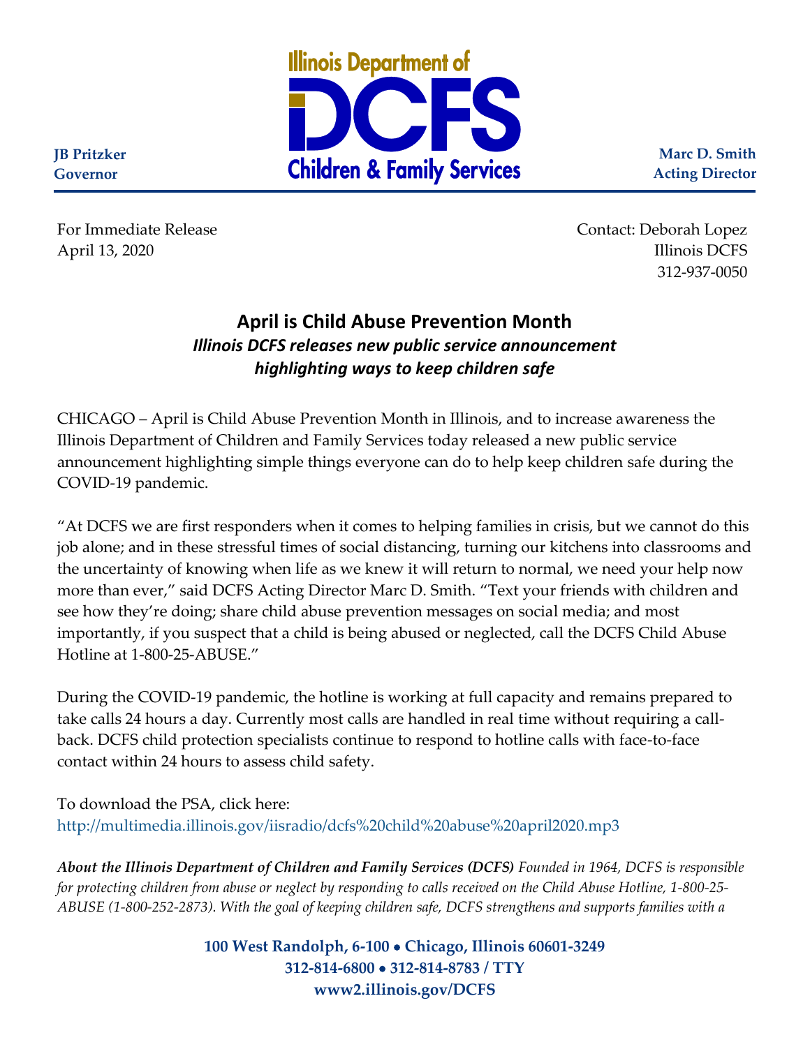Illinois Department of DCFS Children & Family Services

**JB Pritzker**
**Governor**

**Marc D. Smith**
**Acting Director**

For Immediate Release
April 13, 2020

Contact: Deborah Lopez
Illinois DCFS
312-937-0050

## April is Child Abuse Prevention Month

### *Illinois DCFS releases new public service announcement highlighting ways to keep children safe*

CHICAGO – April is Child Abuse Prevention Month in Illinois, and to increase awareness the Illinois Department of Children and Family Services today released a new public service announcement highlighting simple things everyone can do to help keep children safe during the COVID-19 pandemic.

"At DCFS we are first responders when it comes to helping families in crisis, but we cannot do this job alone; and in these stressful times of social distancing, turning our kitchens into classrooms and the uncertainty of knowing when life as we knew it will return to normal, we need your help now more than ever," said DCFS Acting Director Marc D. Smith. "Text your friends with children and see how they're doing; share child abuse prevention messages on social media; and most importantly, if you suspect that a child is being abused or neglected, call the DCFS Child Abuse Hotline at 1-800-25-ABUSE."

During the COVID-19 pandemic, the hotline is working at full capacity and remains prepared to take calls 24 hours a day. Currently most calls are handled in real time without requiring a call-back. DCFS child protection specialists continue to respond to hotline calls with face-to-face contact within 24 hours to assess child safety.

To download the PSA, click here:
http://multimedia.illinois.gov/iisradio/dcfs%20child%20abuse%20april2020.mp3

***About the Illinois Department of Children and Family Services (DCFS)*** *Founded in 1964, DCFS is responsible for protecting children from abuse or neglect by responding to calls received on the Child Abuse Hotline, 1-800-25-ABUSE (1-800-252-2873). With the goal of keeping children safe, DCFS strengthens and supports families with a*

**100 West Randolph, 6-100 • Chicago, Illinois 60601-3249**
**312-814-6800 • 312-814-8783 / TTY**
**www2.illinois.gov/DCFS**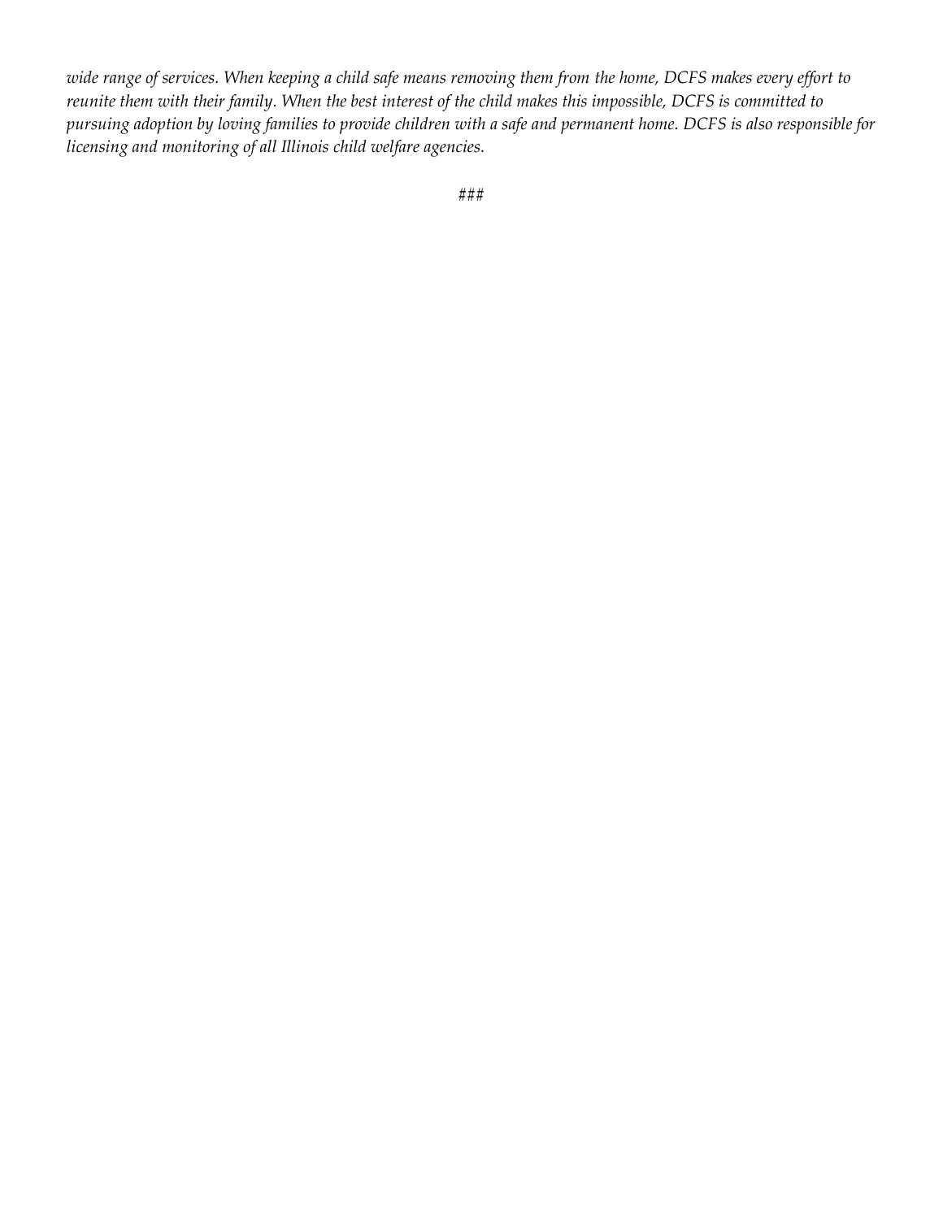*wide range of services. When keeping a child safe means removing them from the home, DCFS makes every effort to reunite them with their family. When the best interest of the child makes this impossible, DCFS is committed to pursuing adoption by loving families to provide children with a safe and permanent home. DCFS is also responsible for licensing and monitoring of all Illinois child welfare agencies.*

###